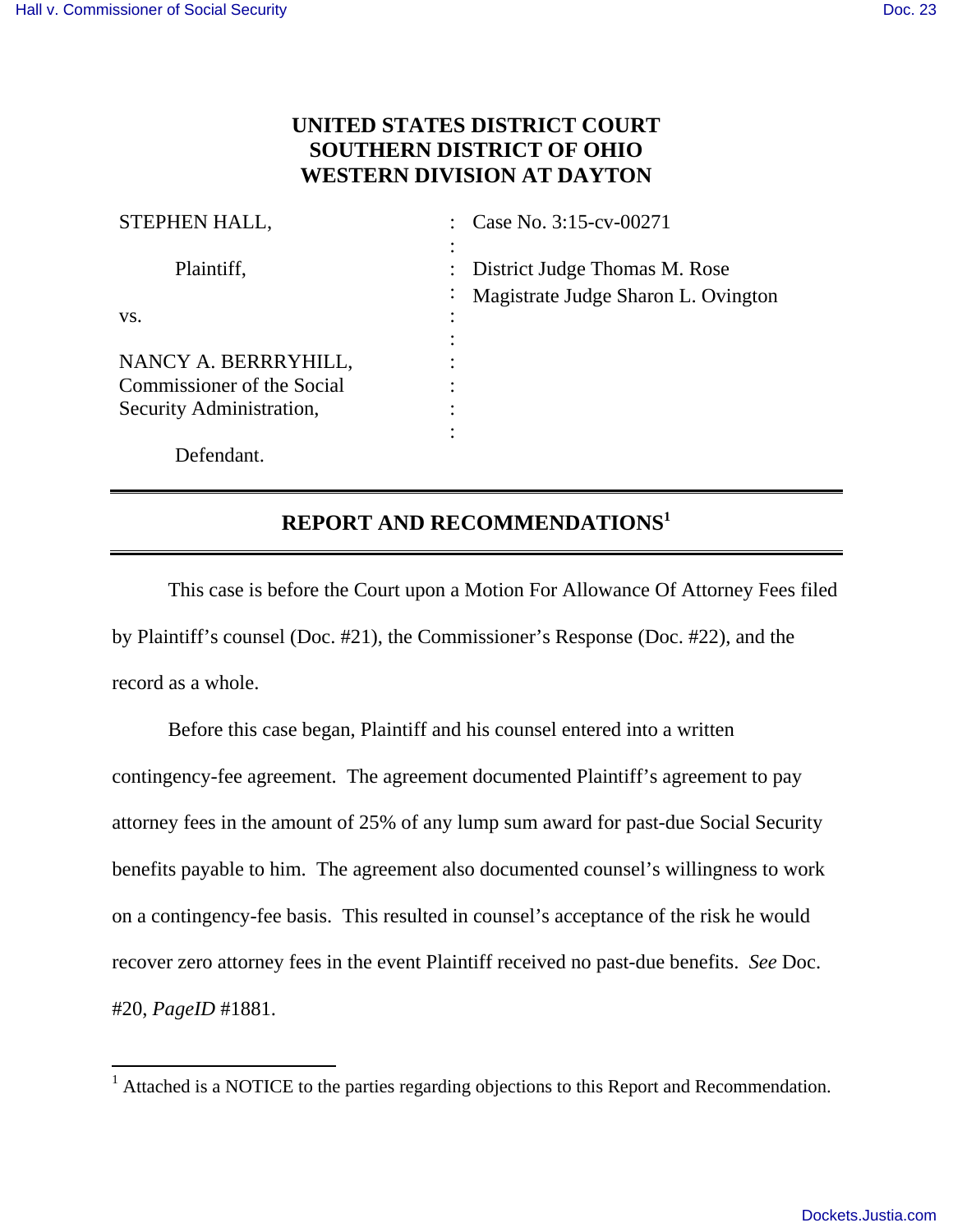# UNITED STATES DISTRICT COURT
# SOUTHERN DISTRICT OF OHIO
# WESTERN DIVISION AT DAYTON

| | | |
|---|---|---|
| STEPHEN HALL, | : | Case No. 3:15-cv-00271 |
| Plaintiff, | : | District Judge Thomas M. Rose |
| | : | Magistrate Judge Sharon L. Ovington |
| vs. | : | |
| NANCY A. BERRRYHILL, Commissioner of the Social Security Administration, | : | |
| Defendant. | | |

## REPORT AND RECOMMENDATIONS[1]

This case is before the Court upon a Motion For Allowance Of Attorney Fees filed by Plaintiff's counsel (Doc. #21), the Commissioner's Response (Doc. #22), and the record as a whole.

Before this case began, Plaintiff and his counsel entered into a written contingency-fee agreement. The agreement documented Plaintiff's agreement to pay attorney fees in the amount of 25% of any lump sum award for past-due Social Security benefits payable to him. The agreement also documented counsel's willingness to work on a contingency-fee basis. This resulted in counsel's acceptance of the risk he would recover zero attorney fees in the event Plaintiff received no past-due benefits. *See* Doc. #20, *PageID* #1881.

[1] Attached is a NOTICE to the parties regarding objections to this Report and Recommendation.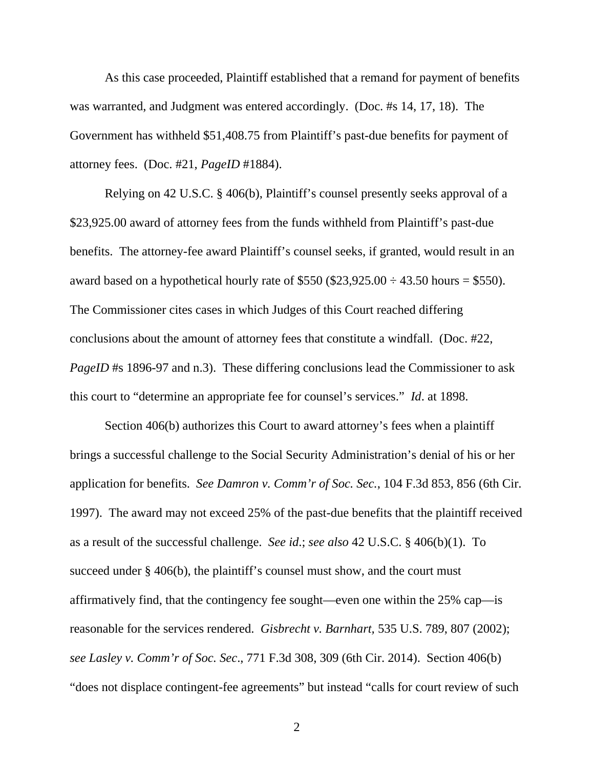As this case proceeded, Plaintiff established that a remand for payment of benefits was warranted, and Judgment was entered accordingly. (Doc. #s 14, 17, 18). The Government has withheld $51,408.75 from Plaintiff's past-due benefits for payment of attorney fees. (Doc. #21, *PageID* #1884).

Relying on 42 U.S.C. § 406(b), Plaintiff's counsel presently seeks approval of a $23,925.00 award of attorney fees from the funds withheld from Plaintiff's past-due benefits. The attorney-fee award Plaintiff's counsel seeks, if granted, would result in an award based on a hypothetical hourly rate of $550 ($23,925.00 ÷ 43.50 hours = $550). The Commissioner cites cases in which Judges of this Court reached differing conclusions about the amount of attorney fees that constitute a windfall. (Doc. #22, *PageID* #s 1896-97 and n.3). These differing conclusions lead the Commissioner to ask this court to "determine an appropriate fee for counsel's services." *Id*. at 1898.

Section 406(b) authorizes this Court to award attorney's fees when a plaintiff brings a successful challenge to the Social Security Administration's denial of his or her application for benefits. *See Damron v. Comm'r of Soc. Sec.*, 104 F.3d 853, 856 (6th Cir. 1997). The award may not exceed 25% of the past-due benefits that the plaintiff received as a result of the successful challenge. *See id*.; *see also* 42 U.S.C. § 406(b)(1). To succeed under § 406(b), the plaintiff's counsel must show, and the court must affirmatively find, that the contingency fee sought—even one within the 25% cap—is reasonable for the services rendered. *Gisbrecht v. Barnhart,* 535 U.S. 789, 807 (2002); *see Lasley v. Comm'r of Soc. Sec*., 771 F.3d 308, 309 (6th Cir. 2014). Section 406(b) "does not displace contingent-fee agreements" but instead "calls for court review of such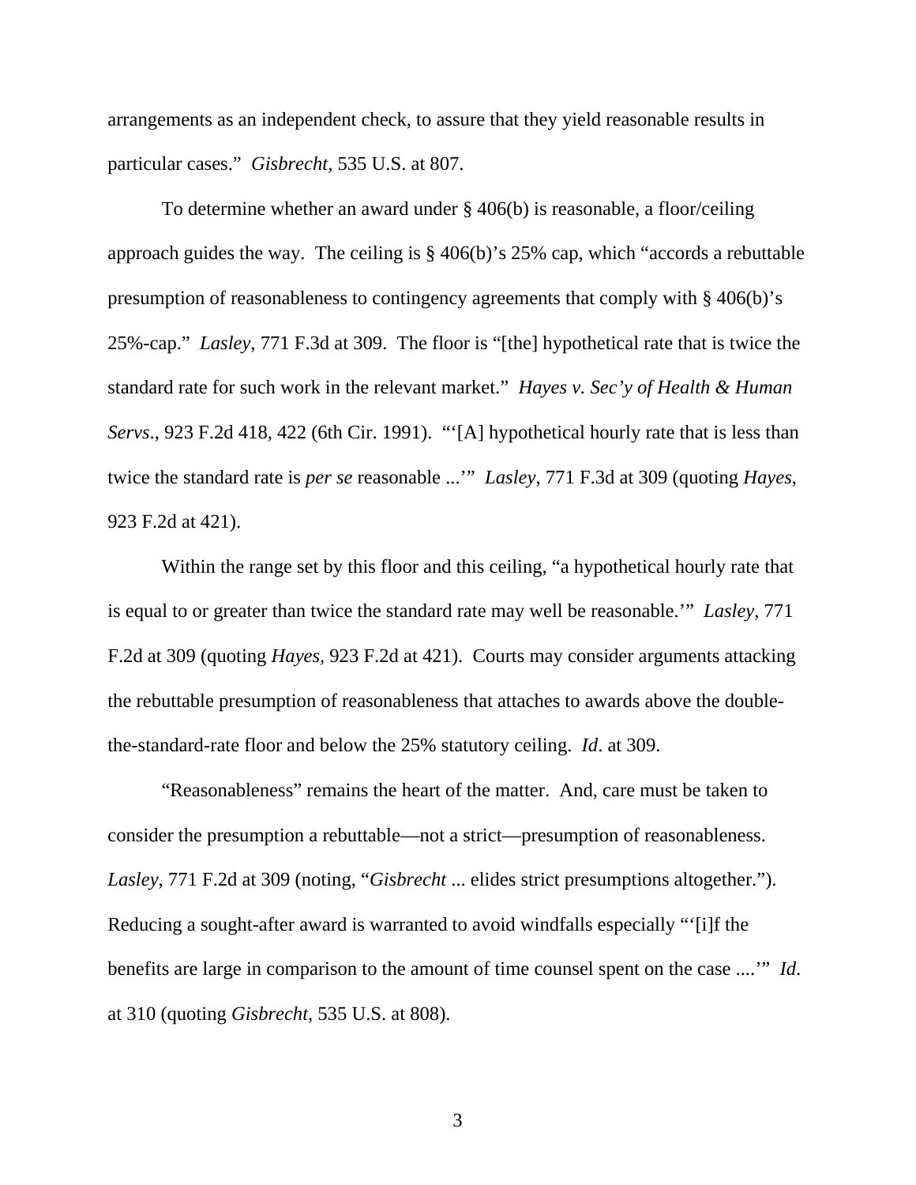arrangements as an independent check, to assure that they yield reasonable results in particular cases." *Gisbrecht*, 535 U.S. at 807.

To determine whether an award under § 406(b) is reasonable, a floor/ceiling approach guides the way. The ceiling is § 406(b)'s 25% cap, which "accords a rebuttable presumption of reasonableness to contingency agreements that comply with § 406(b)'s 25%-cap." *Lasley*, 771 F.3d at 309. The floor is "[the] hypothetical rate that is twice the standard rate for such work in the relevant market." *Hayes v. Sec'y of Health & Human Servs*., 923 F.2d 418, 422 (6th Cir. 1991). "'[A] hypothetical hourly rate that is less than twice the standard rate is *per se* reasonable ...'" *Lasley*, 771 F.3d at 309 (quoting *Hayes*, 923 F.2d at 421).

Within the range set by this floor and this ceiling, "a hypothetical hourly rate that is equal to or greater than twice the standard rate may well be reasonable.'" *Lasley*, 771 F.2d at 309 (quoting *Hayes*, 923 F.2d at 421). Courts may consider arguments attacking the rebuttable presumption of reasonableness that attaches to awards above the double-the-standard-rate floor and below the 25% statutory ceiling. *Id*. at 309.

"Reasonableness" remains the heart of the matter. And, care must be taken to consider the presumption a rebuttable—not a strict—presumption of reasonableness. *Lasley*, 771 F.2d at 309 (noting, "*Gisbrecht* ... elides strict presumptions altogether."). Reducing a sought-after award is warranted to avoid windfalls especially "'[i]f the benefits are large in comparison to the amount of time counsel spent on the case ....'" *Id*. at 310 (quoting *Gisbrecht*, 535 U.S. at 808).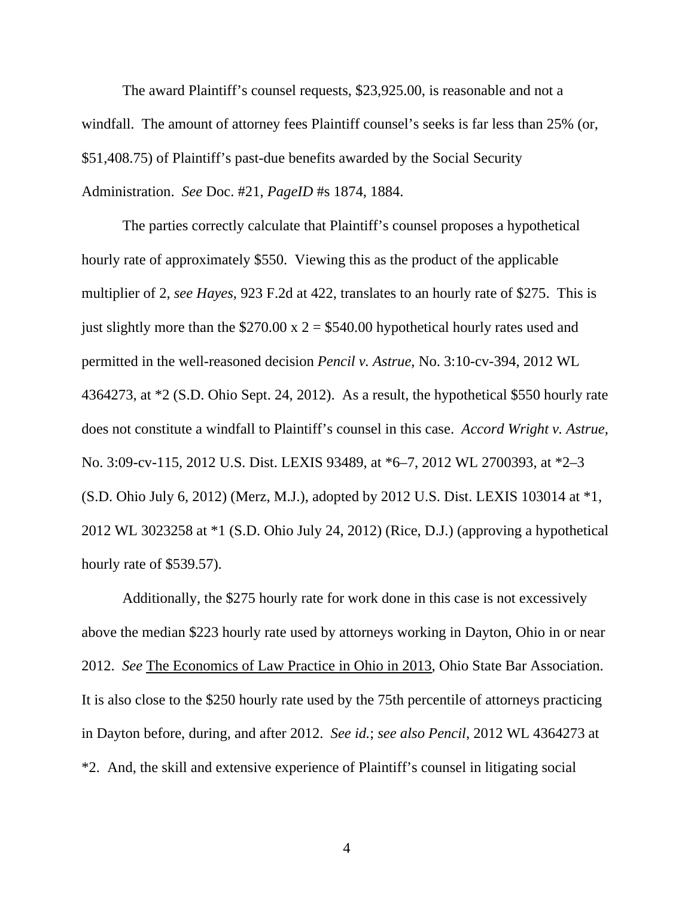The award Plaintiff's counsel requests, $23,925.00, is reasonable and not a windfall. The amount of attorney fees Plaintiff counsel's seeks is far less than 25% (or, $51,408.75) of Plaintiff's past-due benefits awarded by the Social Security Administration. *See* Doc. #21, *PageID* #s 1874, 1884.

The parties correctly calculate that Plaintiff's counsel proposes a hypothetical hourly rate of approximately $550. Viewing this as the product of the applicable multiplier of 2, *see Hayes*, 923 F.2d at 422, translates to an hourly rate of $275. This is just slightly more than the $270.00 x 2 = $540.00 hypothetical hourly rates used and permitted in the well-reasoned decision *Pencil v. Astrue*, No. 3:10-cv-394, 2012 WL 4364273, at *2 (S.D. Ohio Sept. 24, 2012). As a result, the hypothetical $550 hourly rate does not constitute a windfall to Plaintiff's counsel in this case. *Accord Wright v. Astrue*, No. 3:09-cv-115, 2012 U.S. Dist. LEXIS 93489, at *6–7, 2012 WL 2700393, at *2–3 (S.D. Ohio July 6, 2012) (Merz, M.J.), adopted by 2012 U.S. Dist. LEXIS 103014 at *1, 2012 WL 3023258 at *1 (S.D. Ohio July 24, 2012) (Rice, D.J.) (approving a hypothetical hourly rate of $539.57).

Additionally, the $275 hourly rate for work done in this case is not excessively above the median $223 hourly rate used by attorneys working in Dayton, Ohio in or near 2012. *See* The Economics of Law Practice in Ohio in 2013, Ohio State Bar Association. It is also close to the $250 hourly rate used by the 75th percentile of attorneys practicing in Dayton before, during, and after 2012. *See id.*; *see also Pencil*, 2012 WL 4364273 at *2. And, the skill and extensive experience of Plaintiff's counsel in litigating social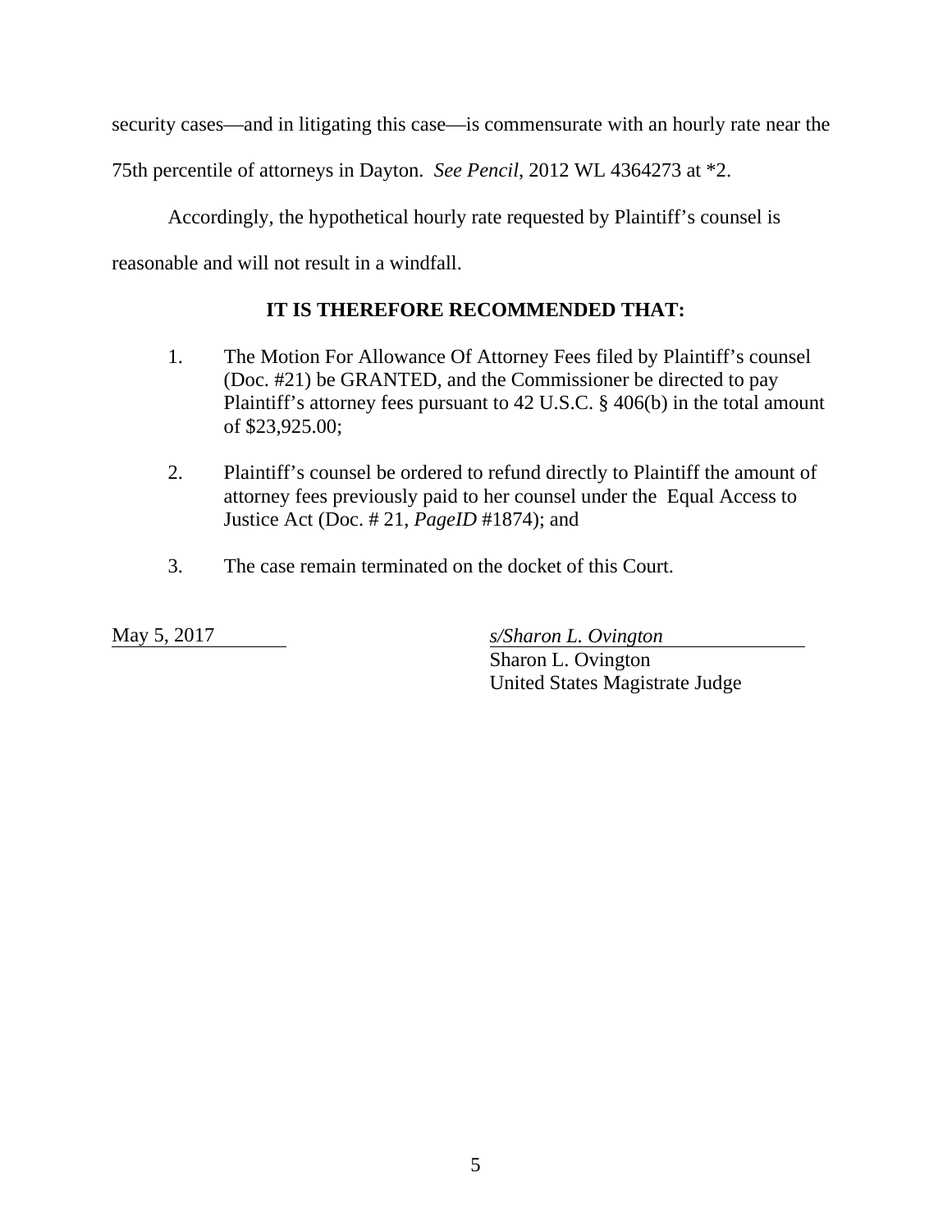security cases—and in litigating this case—is commensurate with an hourly rate near the 75th percentile of attorneys in Dayton. *See Pencil*, 2012 WL 4364273 at *2.

Accordingly, the hypothetical hourly rate requested by Plaintiff's counsel is reasonable and will not result in a windfall.

**IT IS THEREFORE RECOMMENDED THAT:**

1. The Motion For Allowance Of Attorney Fees filed by Plaintiff's counsel (Doc. #21) be GRANTED, and the Commissioner be directed to pay Plaintiff's attorney fees pursuant to 42 U.S.C. § 406(b) in the total amount of $23,925.00;

2. Plaintiff's counsel be ordered to refund directly to Plaintiff the amount of attorney fees previously paid to her counsel under the Equal Access to Justice Act (Doc. # 21, *PageID* #1874); and

3. The case remain terminated on the docket of this Court.

May 5, 2017

*s/Sharon L. Ovington*
Sharon L. Ovington
United States Magistrate Judge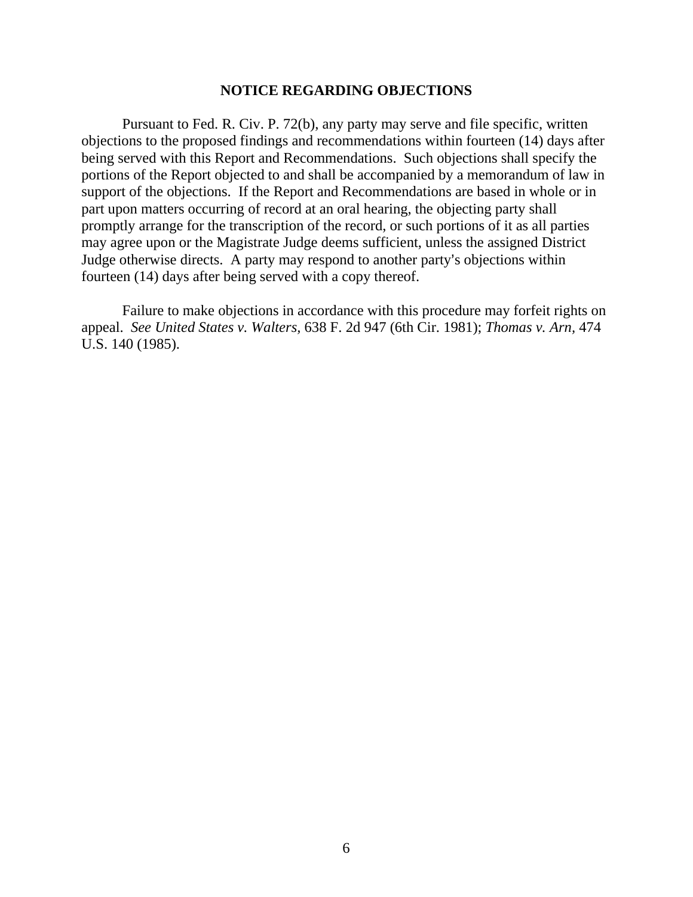## NOTICE REGARDING OBJECTIONS

Pursuant to Fed. R. Civ. P. 72(b), any party may serve and file specific, written objections to the proposed findings and recommendations within fourteen (14) days after being served with this Report and Recommendations. Such objections shall specify the portions of the Report objected to and shall be accompanied by a memorandum of law in support of the objections. If the Report and Recommendations are based in whole or in part upon matters occurring of record at an oral hearing, the objecting party shall promptly arrange for the transcription of the record, or such portions of it as all parties may agree upon or the Magistrate Judge deems sufficient, unless the assigned District Judge otherwise directs. A party may respond to another party's objections within fourteen (14) days after being served with a copy thereof.

Failure to make objections in accordance with this procedure may forfeit rights on appeal. *See United States v. Walters*, 638 F. 2d 947 (6th Cir. 1981); *Thomas v. Arn*, 474 U.S. 140 (1985).